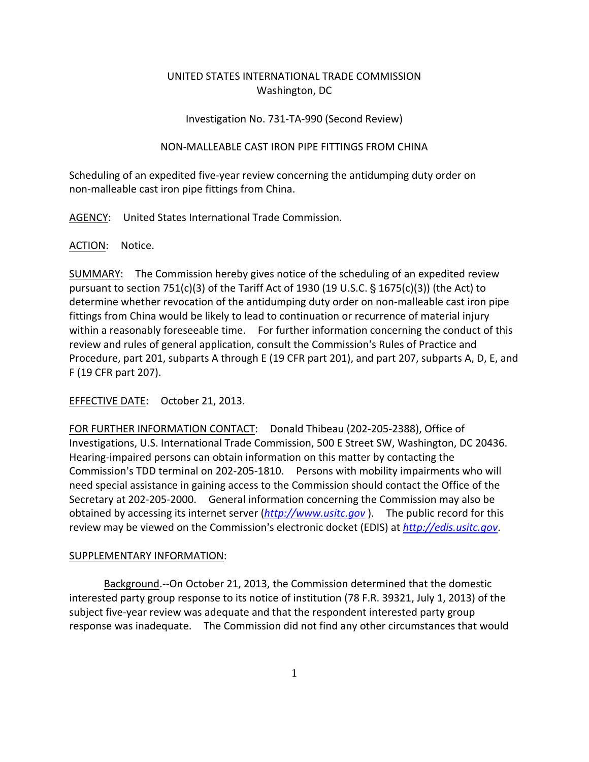UNITED STATES INTERNATIONAL TRADE COMMISSION
Washington, DC

Investigation No. 731-TA-990 (Second Review)

NON-MALLEABLE CAST IRON PIPE FITTINGS FROM CHINA

Scheduling of an expedited five-year review concerning the antidumping duty order on non-malleable cast iron pipe fittings from China.

AGENCY: United States International Trade Commission.

ACTION: Notice.

SUMMARY: The Commission hereby gives notice of the scheduling of an expedited review pursuant to section 751(c)(3) of the Tariff Act of 1930 (19 U.S.C. § 1675(c)(3)) (the Act) to determine whether revocation of the antidumping duty order on non-malleable cast iron pipe fittings from China would be likely to lead to continuation or recurrence of material injury within a reasonably foreseeable time. For further information concerning the conduct of this review and rules of general application, consult the Commission's Rules of Practice and Procedure, part 201, subparts A through E (19 CFR part 201), and part 207, subparts A, D, E, and F (19 CFR part 207).

EFFECTIVE DATE: October 21, 2013.

FOR FURTHER INFORMATION CONTACT: Donald Thibeau (202-205-2388), Office of Investigations, U.S. International Trade Commission, 500 E Street SW, Washington, DC 20436. Hearing-impaired persons can obtain information on this matter by contacting the Commission's TDD terminal on 202-205-1810. Persons with mobility impairments who will need special assistance in gaining access to the Commission should contact the Office of the Secretary at 202-205-2000. General information concerning the Commission may also be obtained by accessing its internet server (*http://www.usitc.gov* ). The public record for this review may be viewed on the Commission's electronic docket (EDIS) at *http://edis.usitc.gov*.

SUPPLEMENTARY INFORMATION:

Background.--On October 21, 2013, the Commission determined that the domestic interested party group response to its notice of institution (78 F.R. 39321, July 1, 2013) of the subject five-year review was adequate and that the respondent interested party group response was inadequate. The Commission did not find any other circumstances that would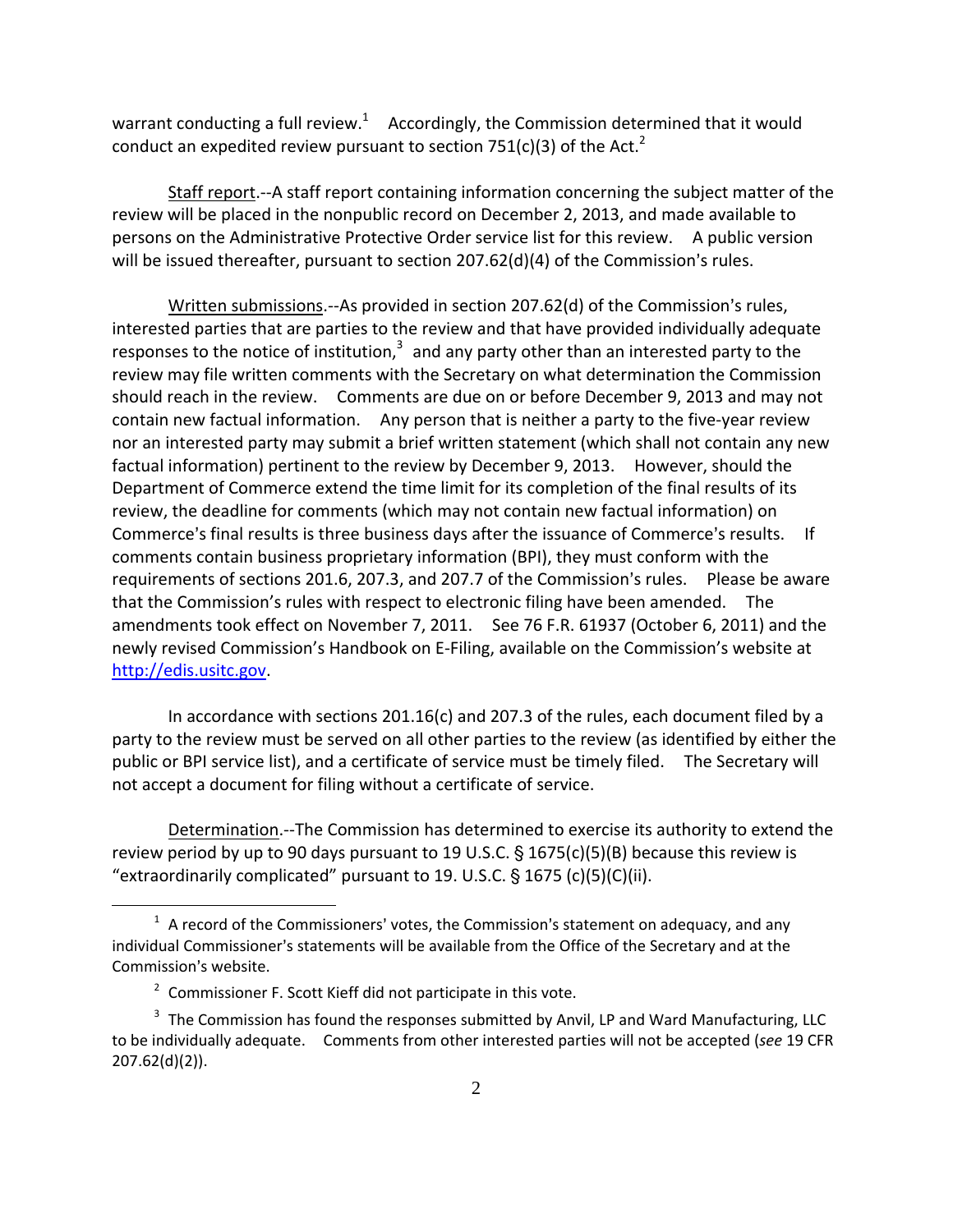warrant conducting a full review.[1] Accordingly, the Commission determined that it would conduct an expedited review pursuant to section 751(c)(3) of the Act.[2]

Staff report.--A staff report containing information concerning the subject matter of the review will be placed in the nonpublic record on December 2, 2013, and made available to persons on the Administrative Protective Order service list for this review. A public version will be issued thereafter, pursuant to section 207.62(d)(4) of the Commission's rules.

Written submissions.--As provided in section 207.62(d) of the Commission's rules, interested parties that are parties to the review and that have provided individually adequate responses to the notice of institution,[3] and any party other than an interested party to the review may file written comments with the Secretary on what determination the Commission should reach in the review. Comments are due on or before December 9, 2013 and may not contain new factual information. Any person that is neither a party to the five-year review nor an interested party may submit a brief written statement (which shall not contain any new factual information) pertinent to the review by December 9, 2013. However, should the Department of Commerce extend the time limit for its completion of the final results of its review, the deadline for comments (which may not contain new factual information) on Commerce's final results is three business days after the issuance of Commerce's results. If comments contain business proprietary information (BPI), they must conform with the requirements of sections 201.6, 207.3, and 207.7 of the Commission's rules. Please be aware that the Commission's rules with respect to electronic filing have been amended. The amendments took effect on November 7, 2011. See 76 F.R. 61937 (October 6, 2011) and the newly revised Commission's Handbook on E-Filing, available on the Commission's website at http://edis.usitc.gov.

In accordance with sections 201.16(c) and 207.3 of the rules, each document filed by a party to the review must be served on all other parties to the review (as identified by either the public or BPI service list), and a certificate of service must be timely filed. The Secretary will not accept a document for filing without a certificate of service.

Determination.--The Commission has determined to exercise its authority to extend the review period by up to 90 days pursuant to 19 U.S.C. § 1675(c)(5)(B) because this review is "extraordinarily complicated" pursuant to 19. U.S.C. § 1675 (c)(5)(C)(ii).

---

[1] A record of the Commissioners' votes, the Commission's statement on adequacy, and any individual Commissioner's statements will be available from the Office of the Secretary and at the Commission's website.

[2] Commissioner F. Scott Kieff did not participate in this vote.

[3] The Commission has found the responses submitted by Anvil, LP and Ward Manufacturing, LLC to be individually adequate. Comments from other interested parties will not be accepted (*see* 19 CFR 207.62(d)(2)).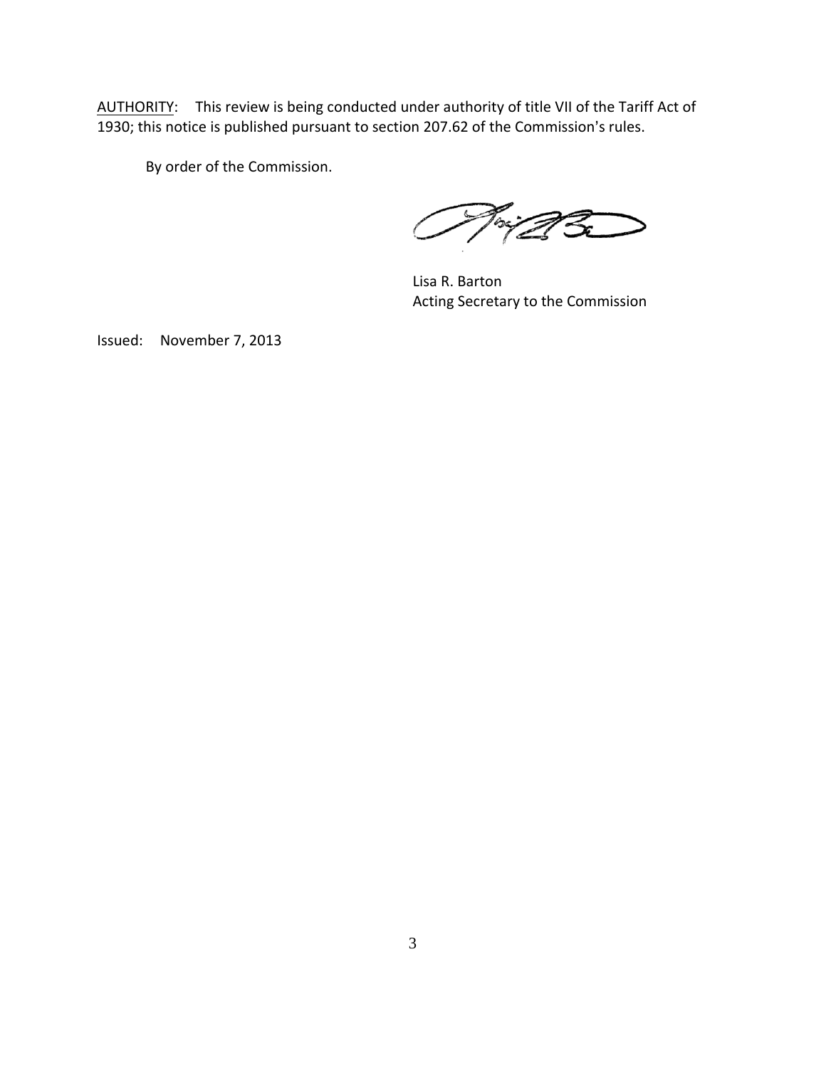<u>AUTHORITY</u>: This review is being conducted under authority of title VII of the Tariff Act of 1930; this notice is published pursuant to section 207.62 of the Commission's rules.

By order of the Commission.

Lisa R. Barton
Acting Secretary to the Commission

Issued: November 7, 2013